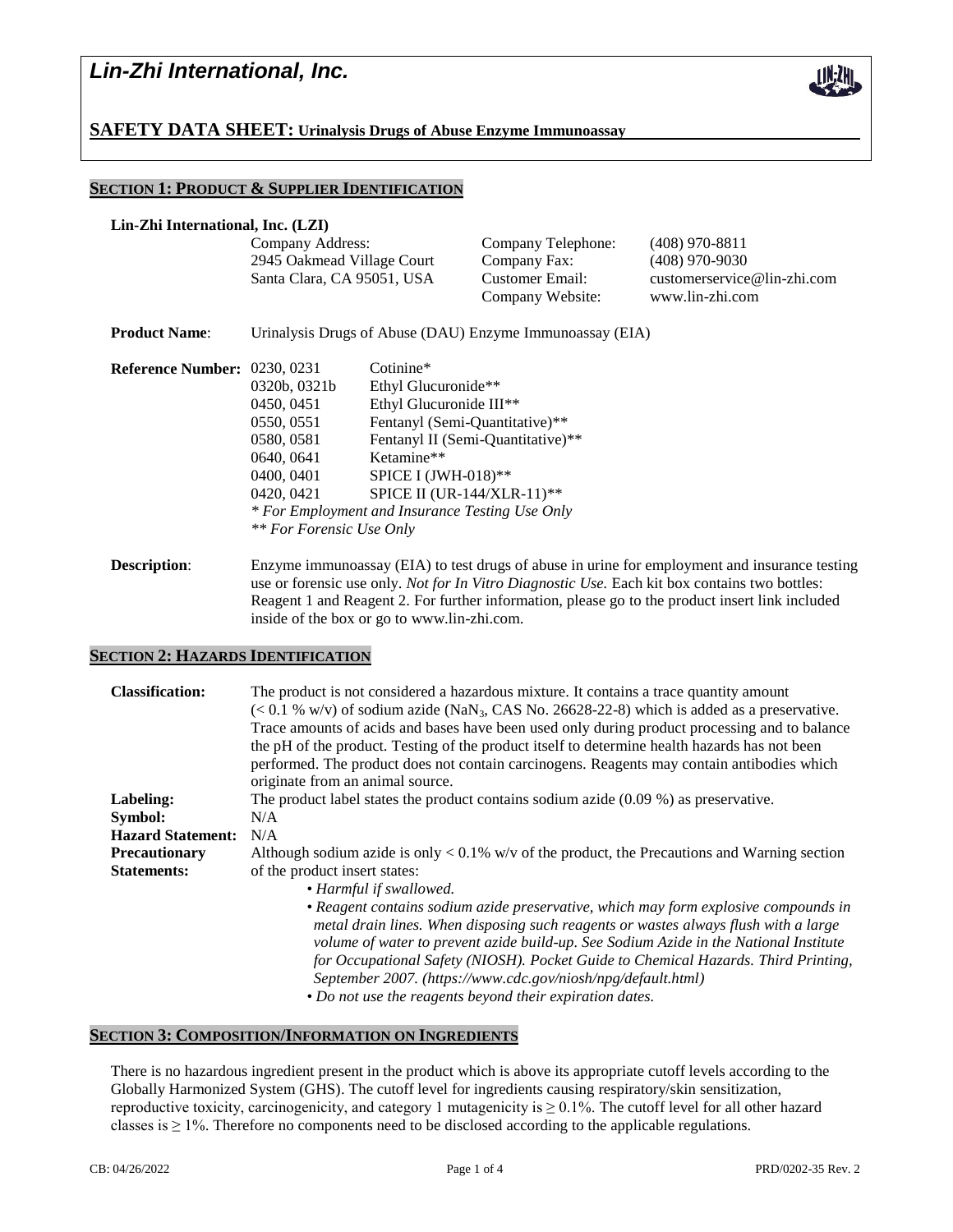# Lin-Zhi International, Inc.

## SAFETY DATA SHEET: Urinalysis Drugs of Abuse Enzyme Immunoassay

### SECTION 1: PRODUCT & SUPPLIER IDENTIFICATION

**Lin-Zhi International, Inc. (LZI)**

| | |
|---|---|
| Company Address: | Company Telephone: (408) 970-8811 |
| 2945 Oakmead Village Court | Company Fax: (408) 970-9030 |
| Santa Clara, CA 95051, USA | Customer Email: customerservice@lin-zhi.com |
| | Company Website: www.lin-zhi.com |

**Product Name**: Urinalysis Drugs of Abuse (DAU) Enzyme Immunoassay (EIA)

**Reference Number**:

| Reference Number | Product |
|---|---|
| 0230, 0231 | Cotinine* |
| 0320b, 0321b | Ethyl Glucuronide** |
| 0450, 0451 | Ethyl Glucuronide III** |
| 0550, 0551 | Fentanyl (Semi-Quantitative)** |
| 0580, 0581 | Fentanyl II (Semi-Quantitative)** |
| 0640, 0641 | Ketamine** |
| 0400, 0401 | SPICE I (JWH-018)** |
| 0420, 0421 | SPICE II (UR-144/XLR-11)** |

*\* For Employment and Insurance Testing Use Only*
*\*\* For Forensic Use Only*

**Description**: Enzyme immunoassay (EIA) to test drugs of abuse in urine for employment and insurance testing use or forensic use only. *Not for In Vitro Diagnostic Use.* Each kit box contains two bottles: Reagent 1 and Reagent 2. For further information, please go to the product insert link included inside of the box or go to www.lin-zhi.com.

### SECTION 2: HAZARDS IDENTIFICATION

**Classification:** The product is not considered a hazardous mixture. It contains a trace quantity amount (< 0.1 % w/v) of sodium azide ($NaN_3$, CAS No. 26628-22-8) which is added as a preservative. Trace amounts of acids and bases have been used only during product processing and to balance the pH of the product. Testing of the product itself to determine health hazards has not been performed. The product does not contain carcinogens. Reagents may contain antibodies which originate from an animal source.

**Labeling:** The product label states the product contains sodium azide (0.09 %) as preservative.

**Symbol:** N/A

**Hazard Statement:** N/A

**Precautionary Statements:** Although sodium azide is only < 0.1% w/v of the product, the Precautions and Warning section of the product insert states:

- *Harmful if swallowed.*
- *Reagent contains sodium azide preservative, which may form explosive compounds in metal drain lines. When disposing such reagents or wastes always flush with a large volume of water to prevent azide build-up. See Sodium Azide in the National Institute for Occupational Safety (NIOSH). Pocket Guide to Chemical Hazards. Third Printing, September 2007. (https://www.cdc.gov/niosh/npg/default.html)*
- *Do not use the reagents beyond their expiration dates.*

### SECTION 3: COMPOSITION/INFORMATION ON INGREDIENTS

There is no hazardous ingredient present in the product which is above its appropriate cutoff levels according to the Globally Harmonized System (GHS). The cutoff level for ingredients causing respiratory/skin sensitization, reproductive toxicity, carcinogenicity, and category 1 mutagenicity is ≥ 0.1%. The cutoff level for all other hazard classes is ≥ 1%. Therefore no components need to be disclosed according to the applicable regulations.

CB: 04/26/2022 PRD/0202-35 Rev. 2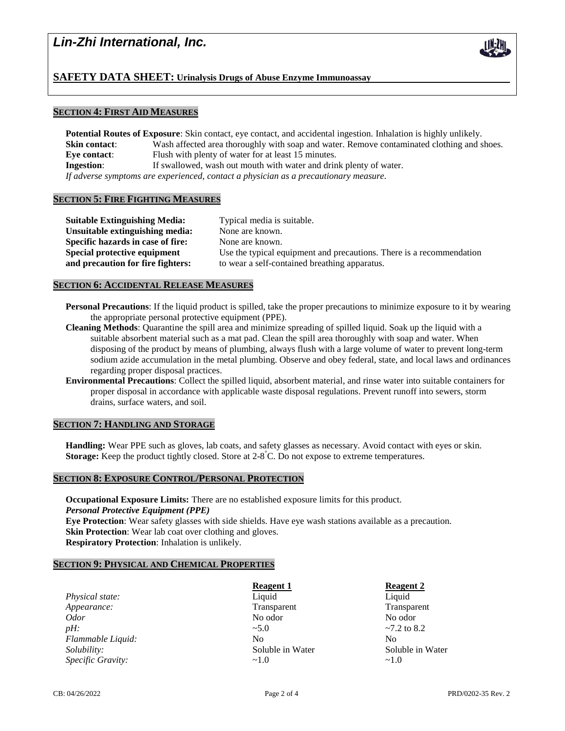## SECTION 4: FIRST AID MEASURES

**Potential Routes of Exposure**: Skin contact, eye contact, and accidental ingestion. Inhalation is highly unlikely.

**Skin contact**: Wash affected area thoroughly with soap and water. Remove contaminated clothing and shoes.

**Eye contact**: Flush with plenty of water for at least 15 minutes.

**Ingestion**: If swallowed, wash out mouth with water and drink plenty of water.

*If adverse symptoms are experienced, contact a physician as a precautionary measure.*

## SECTION 5: FIRE FIGHTING MEASURES

**Suitable Extinguishing Media:** Typical media is suitable.

**Unsuitable extinguishing media:** None are known.

**Specific hazards in case of fire:** None are known.

**Special protective equipment and precaution for fire fighters:** Use the typical equipment and precautions. There is a recommendation to wear a self-contained breathing apparatus.

## SECTION 6: ACCIDENTAL RELEASE MEASURES

**Personal Precautions**: If the liquid product is spilled, take the proper precautions to minimize exposure to it by wearing the appropriate personal protective equipment (PPE).

**Cleaning Methods**: Quarantine the spill area and minimize spreading of spilled liquid. Soak up the liquid with a suitable absorbent material such as a mat pad. Clean the spill area thoroughly with soap and water. When disposing of the product by means of plumbing, always flush with a large volume of water to prevent long-term sodium azide accumulation in the metal plumbing. Observe and obey federal, state, and local laws and ordinances regarding proper disposal practices.

**Environmental Precautions**: Collect the spilled liquid, absorbent material, and rinse water into suitable containers for proper disposal in accordance with applicable waste disposal regulations. Prevent runoff into sewers, storm drains, surface waters, and soil.

## SECTION 7: HANDLING AND STORAGE

**Handling:** Wear PPE such as gloves, lab coats, and safety glasses as necessary. Avoid contact with eyes or skin.

**Storage:** Keep the product tightly closed. Store at 2-8°C. Do not expose to extreme temperatures.

## SECTION 8: EXPOSURE CONTROL/PERSONAL PROTECTION

**Occupational Exposure Limits:** There are no established exposure limits for this product.

***Personal Protective Equipment (PPE)***

**Eye Protection**: Wear safety glasses with side shields. Have eye wash stations available as a precaution.

**Skin Protection**: Wear lab coat over clothing and gloves.

**Respiratory Protection**: Inhalation is unlikely.

## SECTION 9: PHYSICAL AND CHEMICAL PROPERTIES

| | **Reagent 1** | **Reagent 2** |
|---|---|---|
| *Physical state:* | Liquid | Liquid |
| *Appearance:* | Transparent | Transparent |
| *Odor* | No odor | No odor |
| *pH:* | ~5.0 | ~7.2 to 8.2 |
| *Flammable Liquid:* | No | No |
| *Solubility:* | Soluble in Water | Soluble in Water |
| *Specific Gravity:* | ~1.0 | ~1.0 |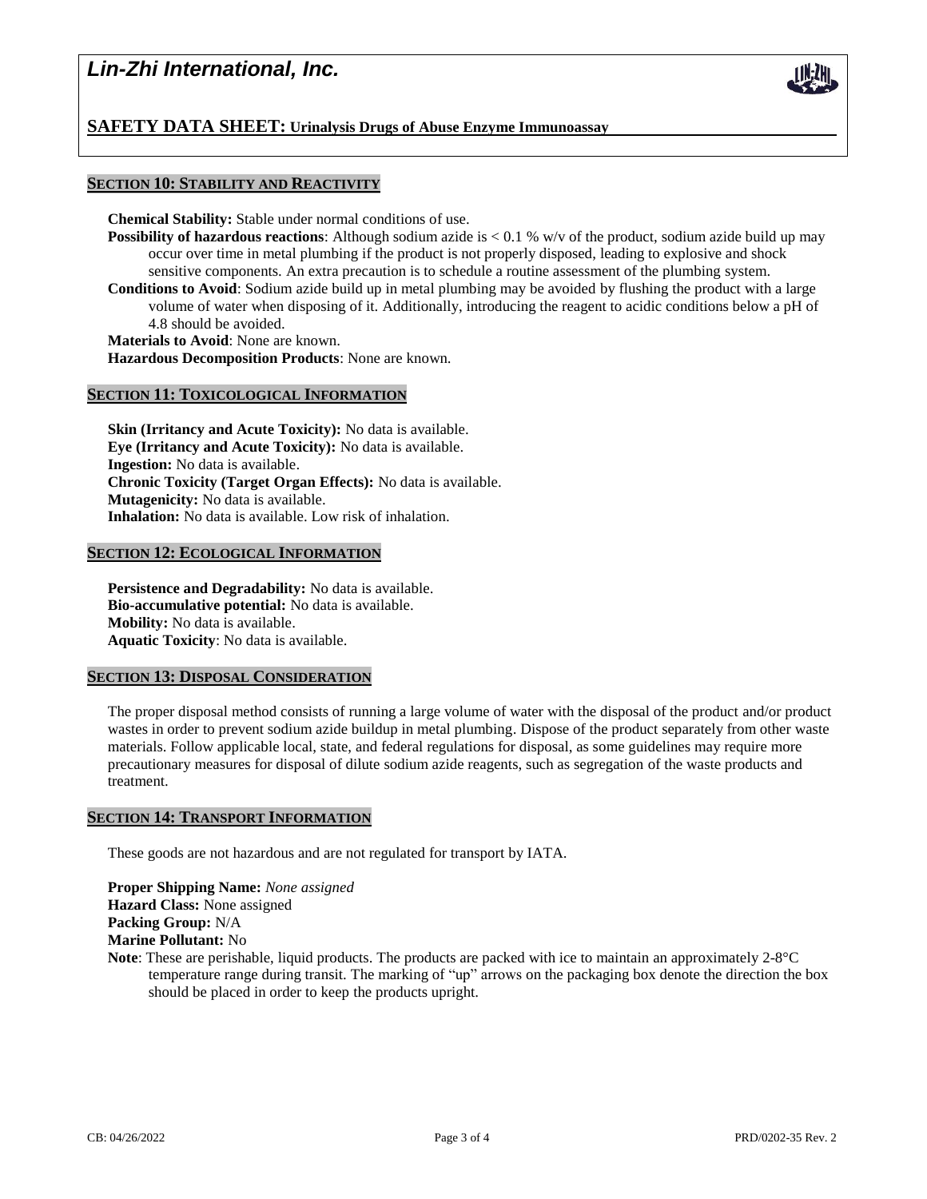## SECTION 10: STABILITY AND REACTIVITY

**Chemical Stability:** Stable under normal conditions of use.

**Possibility of hazardous reactions**: Although sodium azide is < 0.1 % w/v of the product, sodium azide build up may occur over time in metal plumbing if the product is not properly disposed, leading to explosive and shock sensitive components. An extra precaution is to schedule a routine assessment of the plumbing system.

**Conditions to Avoid**: Sodium azide build up in metal plumbing may be avoided by flushing the product with a large volume of water when disposing of it. Additionally, introducing the reagent to acidic conditions below a pH of 4.8 should be avoided.

**Materials to Avoid**: None are known.

**Hazardous Decomposition Products**: None are known.

## SECTION 11: TOXICOLOGICAL INFORMATION

**Skin (Irritancy and Acute Toxicity):** No data is available.
**Eye (Irritancy and Acute Toxicity):** No data is available.
**Ingestion:** No data is available.
**Chronic Toxicity (Target Organ Effects):** No data is available.
**Mutagenicity:** No data is available.
**Inhalation:** No data is available. Low risk of inhalation.

## SECTION 12: ECOLOGICAL INFORMATION

**Persistence and Degradability:** No data is available.
**Bio-accumulative potential:** No data is available.
**Mobility:** No data is available.
**Aquatic Toxicity**: No data is available.

## SECTION 13: DISPOSAL CONSIDERATION

The proper disposal method consists of running a large volume of water with the disposal of the product and/or product wastes in order to prevent sodium azide buildup in metal plumbing. Dispose of the product separately from other waste materials. Follow applicable local, state, and federal regulations for disposal, as some guidelines may require more precautionary measures for disposal of dilute sodium azide reagents, such as segregation of the waste products and treatment.

## SECTION 14: TRANSPORT INFORMATION

These goods are not hazardous and are not regulated for transport by IATA.

**Proper Shipping Name:** *None assigned*
**Hazard Class:** None assigned
**Packing Group:** N/A
**Marine Pollutant:** No

**Note**: These are perishable, liquid products. The products are packed with ice to maintain an approximately 2-8°C temperature range during transit. The marking of "up" arrows on the packaging box denote the direction the box should be placed in order to keep the products upright.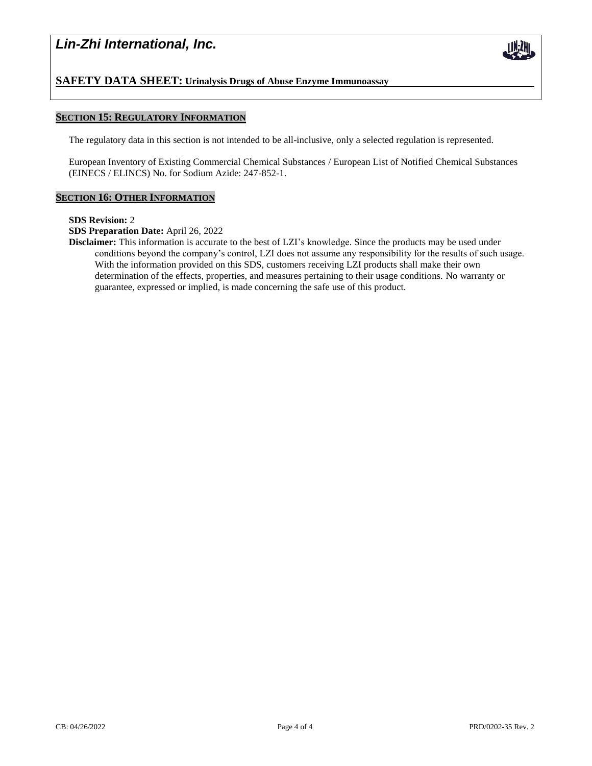## SECTION 15: REGULATORY INFORMATION

The regulatory data in this section is not intended to be all-inclusive, only a selected regulation is represented.

European Inventory of Existing Commercial Chemical Substances / European List of Notified Chemical Substances (EINECS / ELINCS) No. for Sodium Azide: 247-852-1.

## SECTION 16: OTHER INFORMATION

**SDS Revision:** 2

**SDS Preparation Date:** April 26, 2022

**Disclaimer:** This information is accurate to the best of LZI's knowledge. Since the products may be used under conditions beyond the company's control, LZI does not assume any responsibility for the results of such usage. With the information provided on this SDS, customers receiving LZI products shall make their own determination of the effects, properties, and measures pertaining to their usage conditions. No warranty or guarantee, expressed or implied, is made concerning the safe use of this product.